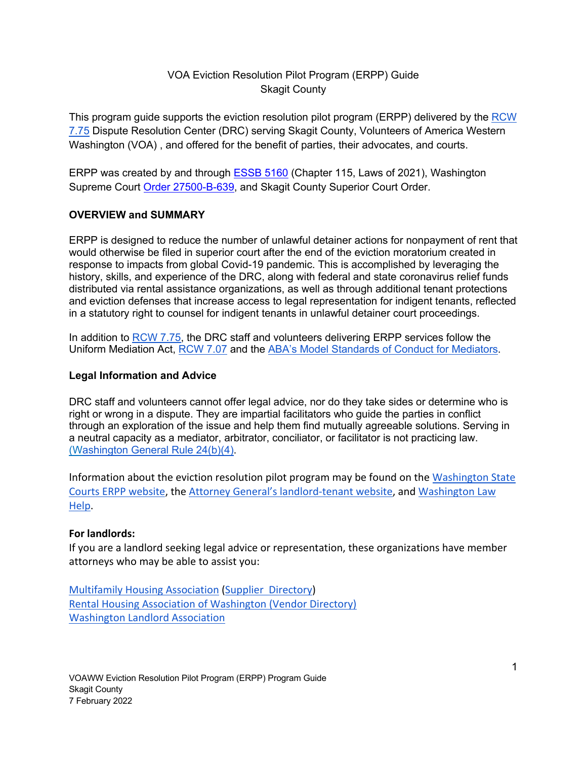# VOA Eviction Resolution Pilot Program (ERPP) Guide
## Skagit County

This program guide supports the eviction resolution pilot program (ERPP) delivered by the RCW 7.75 Dispute Resolution Center (DRC) serving Skagit County, Volunteers of America Western Washington (VOA) , and offered for the benefit of parties, their advocates, and courts.

ERPP was created by and through ESSB 5160 (Chapter 115, Laws of 2021), Washington Supreme Court Order 27500-B-639, and Skagit County Superior Court Order.

### OVERVIEW and SUMMARY

ERPP is designed to reduce the number of unlawful detainer actions for nonpayment of rent that would otherwise be filed in superior court after the end of the eviction moratorium created in response to impacts from global Covid-19 pandemic. This is accomplished by leveraging the history, skills, and experience of the DRC, along with federal and state coronavirus relief funds distributed via rental assistance organizations, as well as through additional tenant protections and eviction defenses that increase access to legal representation for indigent tenants, reflected in a statutory right to counsel for indigent tenants in unlawful detainer court proceedings.

In addition to RCW 7.75, the DRC staff and volunteers delivering ERPP services follow the Uniform Mediation Act, RCW 7.07 and the ABA's Model Standards of Conduct for Mediators.

### Legal Information and Advice

DRC staff and volunteers cannot offer legal advice, nor do they take sides or determine who is right or wrong in a dispute. They are impartial facilitators who guide the parties in conflict through an exploration of the issue and help them find mutually agreeable solutions. Serving in a neutral capacity as a mediator, arbitrator, conciliator, or facilitator is not practicing law. (Washington General Rule 24(b)(4).

Information about the eviction resolution pilot program may be found on the Washington State Courts ERPP website, the Attorney General's landlord-tenant website, and Washington Law Help.

**For landlords:**
If you are a landlord seeking legal advice or representation, these organizations have member attorneys who may be able to assist you:

Multifamily Housing Association (Supplier Directory)
Rental Housing Association of Washington (Vendor Directory)
Washington Landlord Association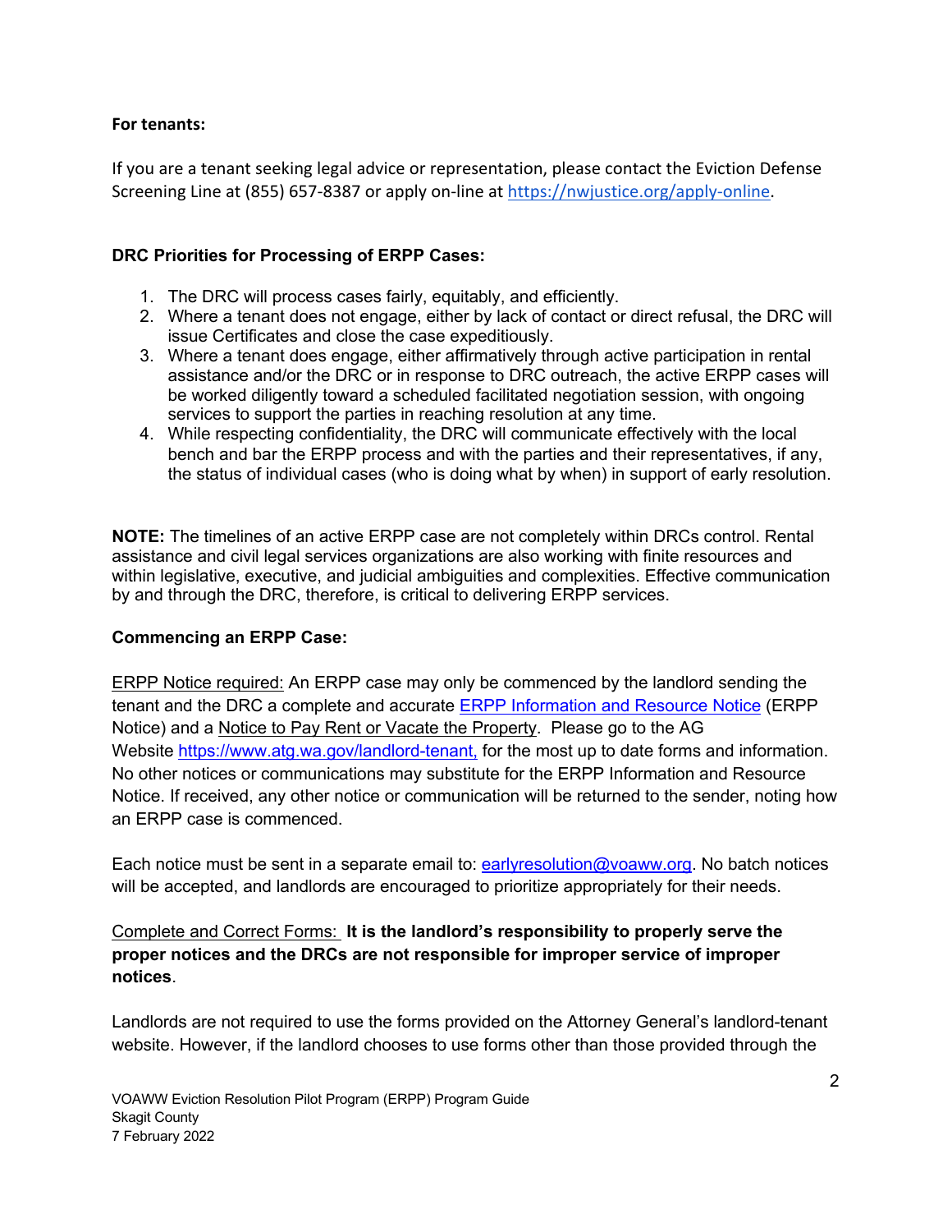**For tenants:**

If you are a tenant seeking legal advice or representation, please contact the Eviction Defense Screening Line at (855) 657-8387 or apply on-line at https://nwjustice.org/apply-online.

**DRC Priorities for Processing of ERPP Cases:**

1. The DRC will process cases fairly, equitably, and efficiently.
2. Where a tenant does not engage, either by lack of contact or direct refusal, the DRC will issue Certificates and close the case expeditiously.
3. Where a tenant does engage, either affirmatively through active participation in rental assistance and/or the DRC or in response to DRC outreach, the active ERPP cases will be worked diligently toward a scheduled facilitated negotiation session, with ongoing services to support the parties in reaching resolution at any time.
4. While respecting confidentiality, the DRC will communicate effectively with the local bench and bar the ERPP process and with the parties and their representatives, if any, the status of individual cases (who is doing what by when) in support of early resolution.

**NOTE:** The timelines of an active ERPP case are not completely within DRCs control. Rental assistance and civil legal services organizations are also working with finite resources and within legislative, executive, and judicial ambiguities and complexities. Effective communication by and through the DRC, therefore, is critical to delivering ERPP services.

**Commencing an ERPP Case:**

ERPP Notice required: An ERPP case may only be commenced by the landlord sending the tenant and the DRC a complete and accurate ERPP Information and Resource Notice (ERPP Notice) and a Notice to Pay Rent or Vacate the Property. Please go to the AG Website https://www.atg.wa.gov/landlord-tenant, for the most up to date forms and information. No other notices or communications may substitute for the ERPP Information and Resource Notice. If received, any other notice or communication will be returned to the sender, noting how an ERPP case is commenced.

Each notice must be sent in a separate email to: earlyresolution@voaww.org. No batch notices will be accepted, and landlords are encouraged to prioritize appropriately for their needs.

Complete and Correct Forms: **It is the landlord's responsibility to properly serve the proper notices and the DRCs are not responsible for improper service of improper notices**.

Landlords are not required to use the forms provided on the Attorney General's landlord-tenant website. However, if the landlord chooses to use forms other than those provided through the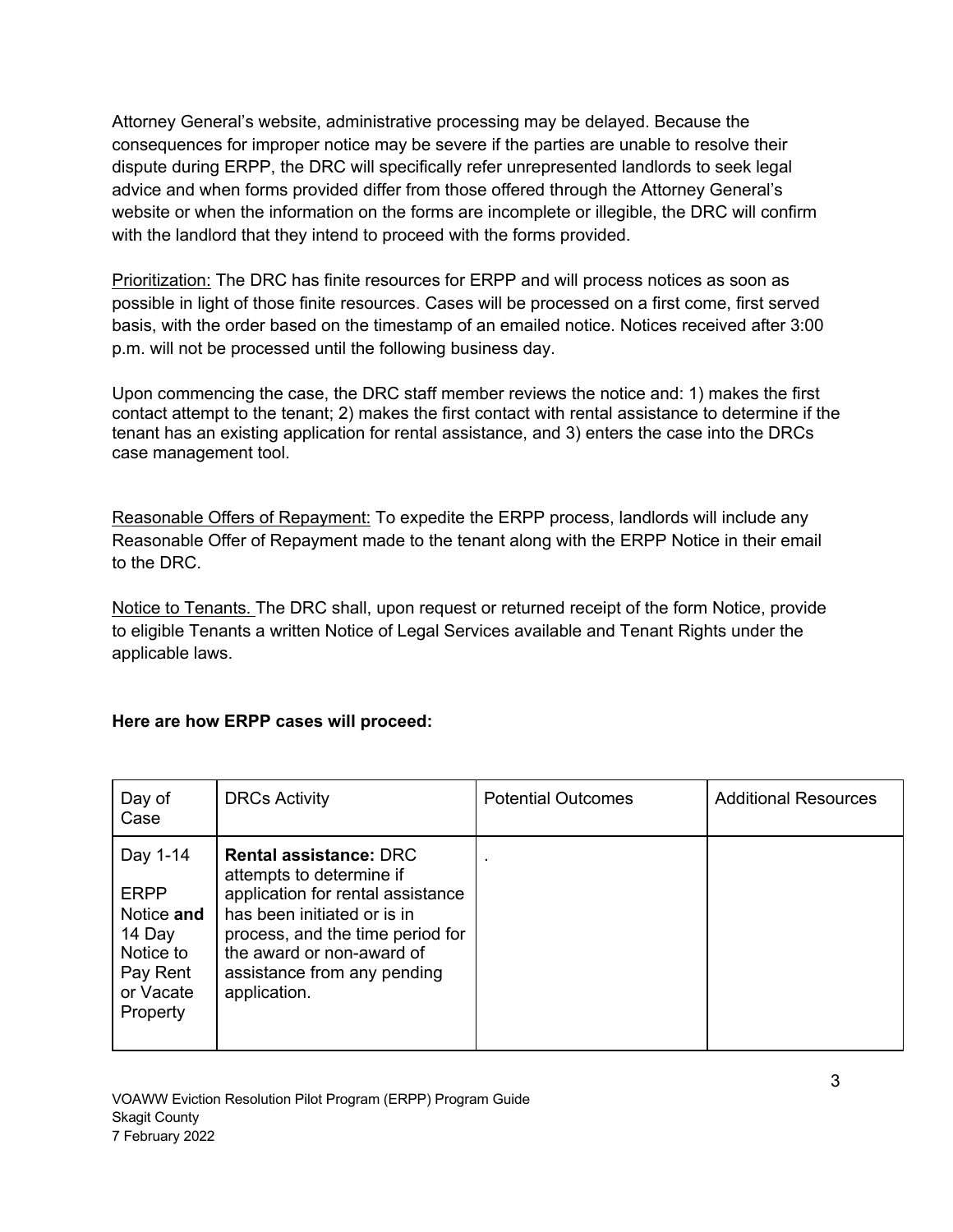Attorney General's website, administrative processing may be delayed. Because the consequences for improper notice may be severe if the parties are unable to resolve their dispute during ERPP, the DRC will specifically refer unrepresented landlords to seek legal advice and when forms provided differ from those offered through the Attorney General's website or when the information on the forms are incomplete or illegible, the DRC will confirm with the landlord that they intend to proceed with the forms provided.

<u>Prioritization:</u> The DRC has finite resources for ERPP and will process notices as soon as possible in light of those finite resources. Cases will be processed on a first come, first served basis, with the order based on the timestamp of an emailed notice. Notices received after 3:00 p.m. will not be processed until the following business day.

Upon commencing the case, the DRC staff member reviews the notice and: 1) makes the first contact attempt to the tenant; 2) makes the first contact with rental assistance to determine if the tenant has an existing application for rental assistance, and 3) enters the case into the DRCs case management tool.

<u>Reasonable Offers of Repayment:</u> To expedite the ERPP process, landlords will include any Reasonable Offer of Repayment made to the tenant along with the ERPP Notice in their email to the DRC.

<u>Notice to Tenants.</u> The DRC shall, upon request or returned receipt of the form Notice, provide to eligible Tenants a written Notice of Legal Services available and Tenant Rights under the applicable laws.

**Here are how ERPP cases will proceed:**

| Day of Case | DRCs Activity | Potential Outcomes | Additional Resources |
|---|---|---|---|
| Day 1-14<br><br>ERPP Notice **and** 14 Day Notice to Pay Rent or Vacate Property | **Rental assistance:** DRC attempts to determine if application for rental assistance has been initiated or is in process, and the time period for the award or non-award of assistance from any pending application. | . | |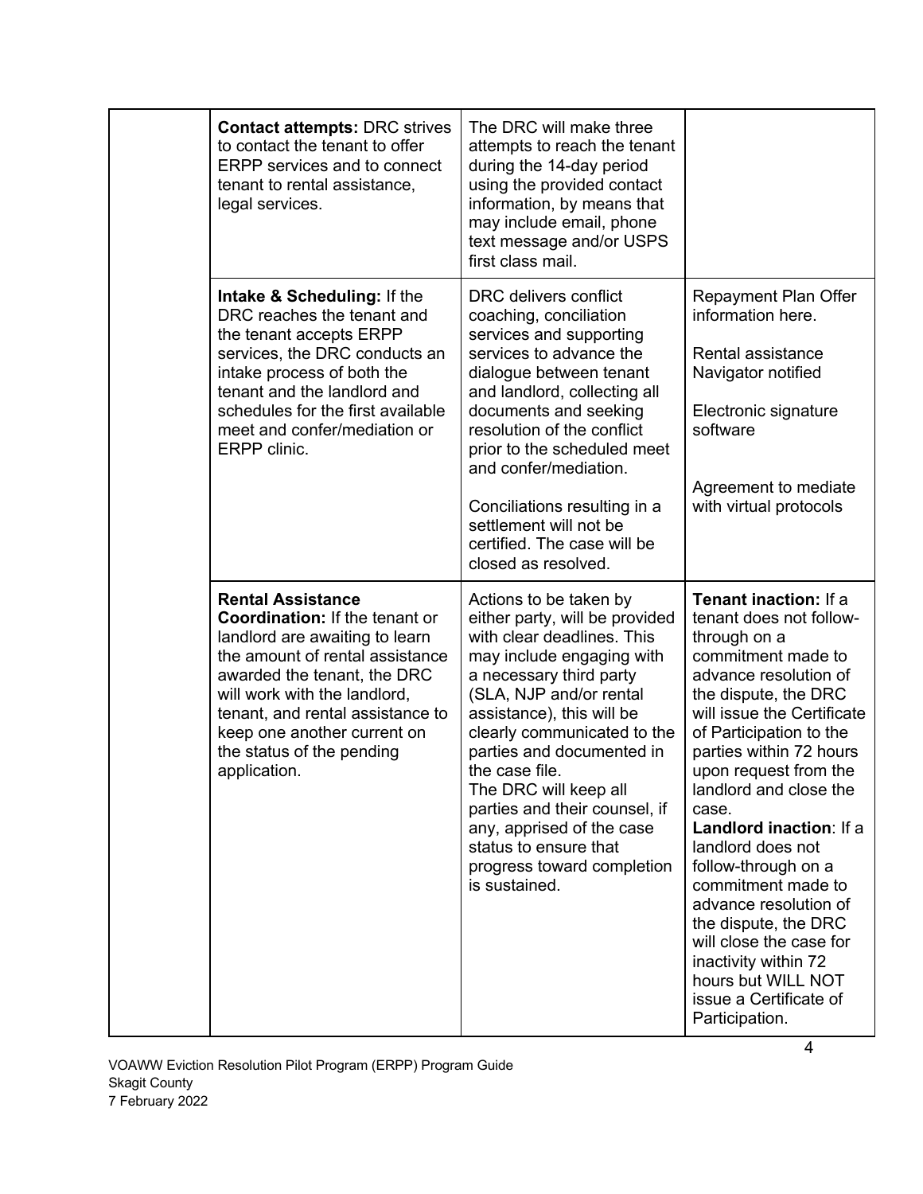| | | | |
|---|---|---|---|
| | **Contact attempts:** DRC strives to contact the tenant to offer ERPP services and to connect tenant to rental assistance, legal services. | The DRC will make three attempts to reach the tenant during the 14-day period using the provided contact information, by means that may include email, phone text message and/or USPS first class mail. | |
| | **Intake & Scheduling:** If the DRC reaches the tenant and the tenant accepts ERPP services, the DRC conducts an intake process of both the tenant and the landlord and schedules for the first available meet and confer/mediation or ERPP clinic. | DRC delivers conflict coaching, conciliation services and supporting services to advance the dialogue between tenant and landlord, collecting all documents and seeking resolution of the conflict prior to the scheduled meet and confer/mediation.<br><br>Conciliations resulting in a settlement will not be certified. The case will be closed as resolved. | Repayment Plan Offer information here.<br><br>Rental assistance Navigator notified<br><br>Electronic signature software<br><br>Agreement to mediate with virtual protocols |
| | **Rental Assistance Coordination:** If the tenant or landlord are awaiting to learn the amount of rental assistance awarded the tenant, the DRC will work with the landlord, tenant, and rental assistance to keep one another current on the status of the pending application. | Actions to be taken by either party, will be provided with clear deadlines. This may include engaging with a necessary third party (SLA, NJP and/or rental assistance), this will be clearly communicated to the parties and documented in the case file.<br>The DRC will keep all parties and their counsel, if any, apprised of the case status to ensure that progress toward completion is sustained. | **Tenant inaction:** If a tenant does not follow-through on a commitment made to advance resolution of the dispute, the DRC will issue the Certificate of Participation to the parties within 72 hours upon request from the landlord and close the case.<br>**Landlord inaction**: If a landlord does not follow-through on a commitment made to advance resolution of the dispute, the DRC will close the case for inactivity within 72 hours but WILL NOT issue a Certificate of Participation. |

VOAWW Eviction Resolution Pilot Program (ERPP) Program Guide
Skagit County
7 February 2022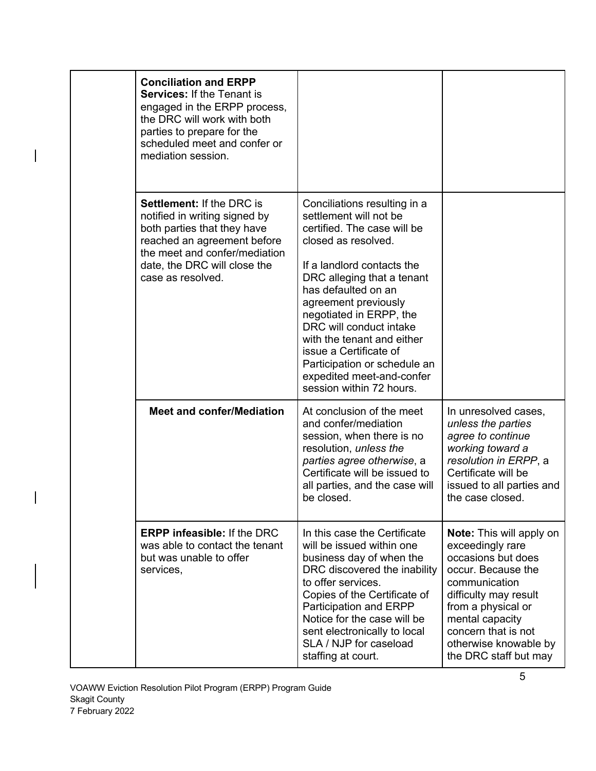| | | | |
|---|---|---|---|
| | **Conciliation and ERPP Services:** If the Tenant is engaged in the ERPP process, the DRC will work with both parties to prepare for the scheduled meet and confer or mediation session. | | |
| | **Settlement:** If the DRC is notified in writing signed by both parties that they have reached an agreement before the meet and confer/mediation date, the DRC will close the case as resolved. | Conciliations resulting in a settlement will not be certified. The case will be closed as resolved.<br><br>If a landlord contacts the DRC alleging that a tenant has defaulted on an agreement previously negotiated in ERPP, the DRC will conduct intake with the tenant and either issue a Certificate of Participation or schedule an expedited meet-and-confer session within 72 hours. | |
| | **Meet and confer/Mediation** | At conclusion of the meet and confer/mediation session, when there is no resolution, *unless the parties agree otherwise*, a Certificate will be issued to all parties, and the case will be closed. | In unresolved cases, *unless the parties agree to continue working toward a resolution in ERPP*, a Certificate will be issued to all parties and the case closed. |
| | **ERPP infeasible:** If the DRC was able to contact the tenant but was unable to offer services, | In this case the Certificate will be issued within one business day of when the DRC discovered the inability to offer services.<br>Copies of the Certificate of Participation and ERPP Notice for the case will be sent electronically to local SLA / NJP for caseload staffing at court. | **Note:** This will apply on exceedingly rare occasions but does occur. Because the communication difficulty may result from a physical or mental capacity concern that is not otherwise knowable by the DRC staff but may |

VOAWW Eviction Resolution Pilot Program (ERPP) Program Guide
Skagit County
7 February 2022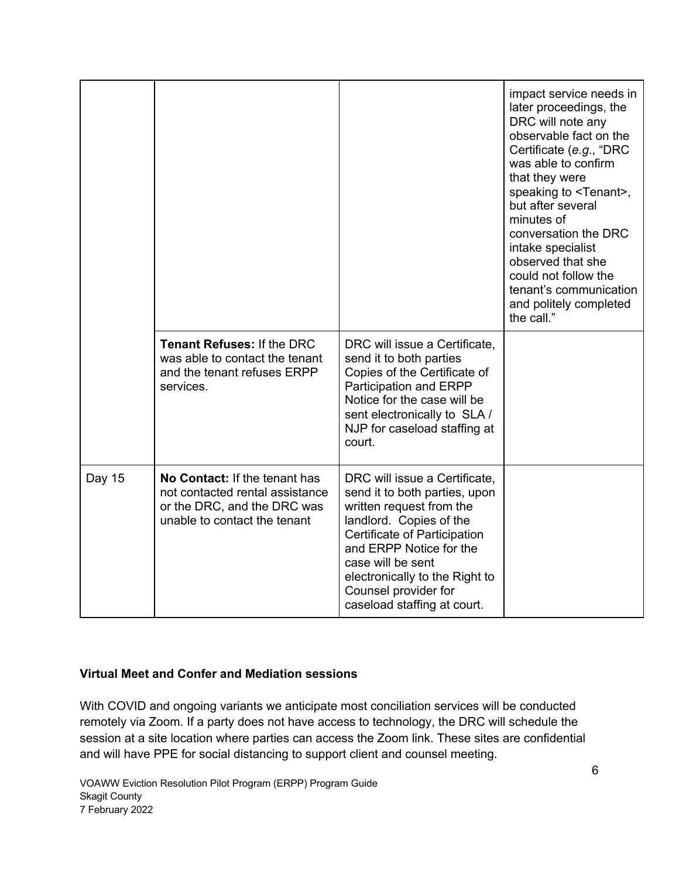| | | | |
|---|---|---|---|
| | | | impact service needs in later proceedings, the DRC will note any observable fact on the Certificate (*e.g.*, "DRC was able to confirm that they were speaking to <Tenant>, but after several minutes of conversation the DRC intake specialist observed that she could not follow the tenant's communication and politely completed the call." |
| | **Tenant Refuses:** If the DRC was able to contact the tenant and the tenant refuses ERPP services. | DRC will issue a Certificate, send it to both parties Copies of the Certificate of Participation and ERPP Notice for the case will be sent electronically to SLA / NJP for caseload staffing at court. | |
| Day 15 | **No Contact:** If the tenant has not contacted rental assistance or the DRC, and the DRC was unable to contact the tenant | DRC will issue a Certificate, send it to both parties, upon written request from the landlord. Copies of the Certificate of Participation and ERPP Notice for the case will be sent electronically to the Right to Counsel provider for caseload staffing at court. | |

**Virtual Meet and Confer and Mediation sessions**

With COVID and ongoing variants we anticipate most conciliation services will be conducted remotely via Zoom. If a party does not have access to technology, the DRC will schedule the session at a site location where parties can access the Zoom link. These sites are confidential and will have PPE for social distancing to support client and counsel meeting.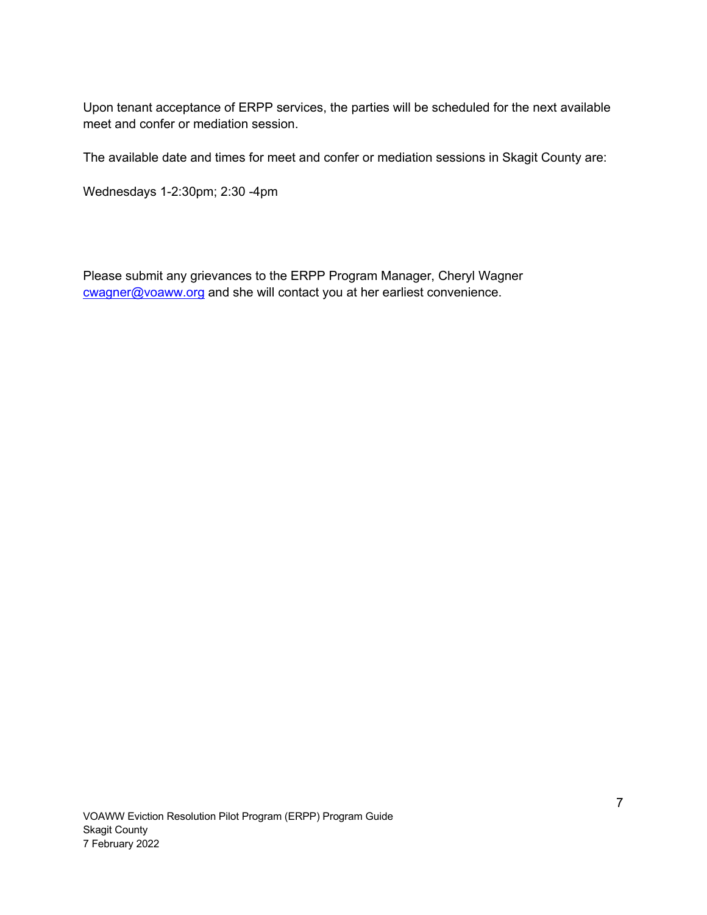Upon tenant acceptance of ERPP services, the parties will be scheduled for the next available meet and confer or mediation session.

The available date and times for meet and confer or mediation sessions in Skagit County are:

Wednesdays 1-2:30pm; 2:30 -4pm

Please submit any grievances to the ERPP Program Manager, Cheryl Wagner [cwagner@voaww.org](mailto:cwagner@voaww.org) and she will contact you at her earliest convenience.